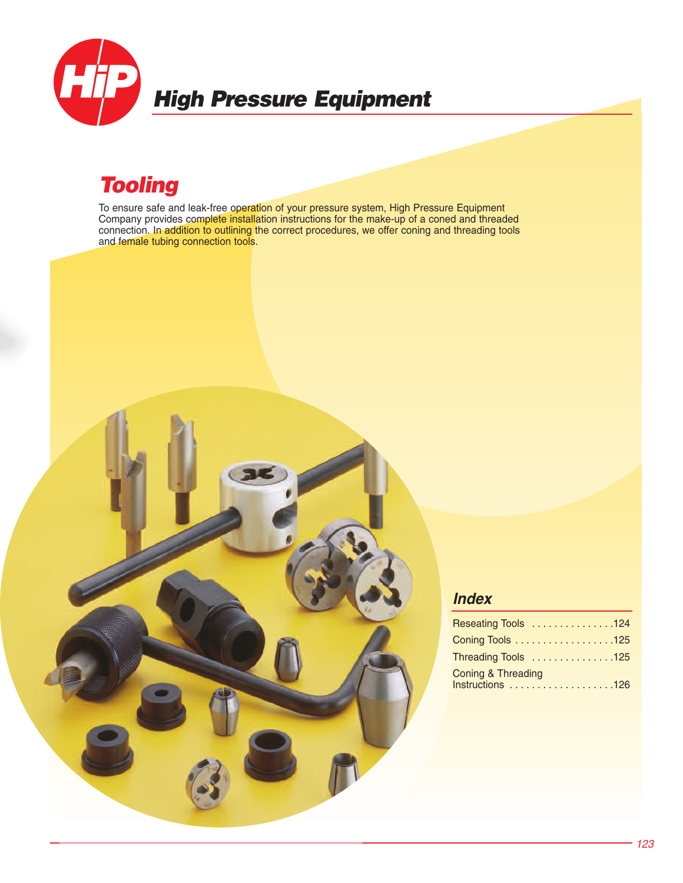# High Pressure Equipment

## Tooling

To ensure safe and leak-free operation of your pressure system, High Pressure Equipment Company provides complete installation instructions for the make-up of a coned and threaded connection. In addition to outlining the correct procedures, we offer coning and threading tools and female tubing connection tools.

### Index

Reseating Tools ...............124
Coning Tools ..................125
Threading Tools ...............125
Coning & Threading Instructions ...................126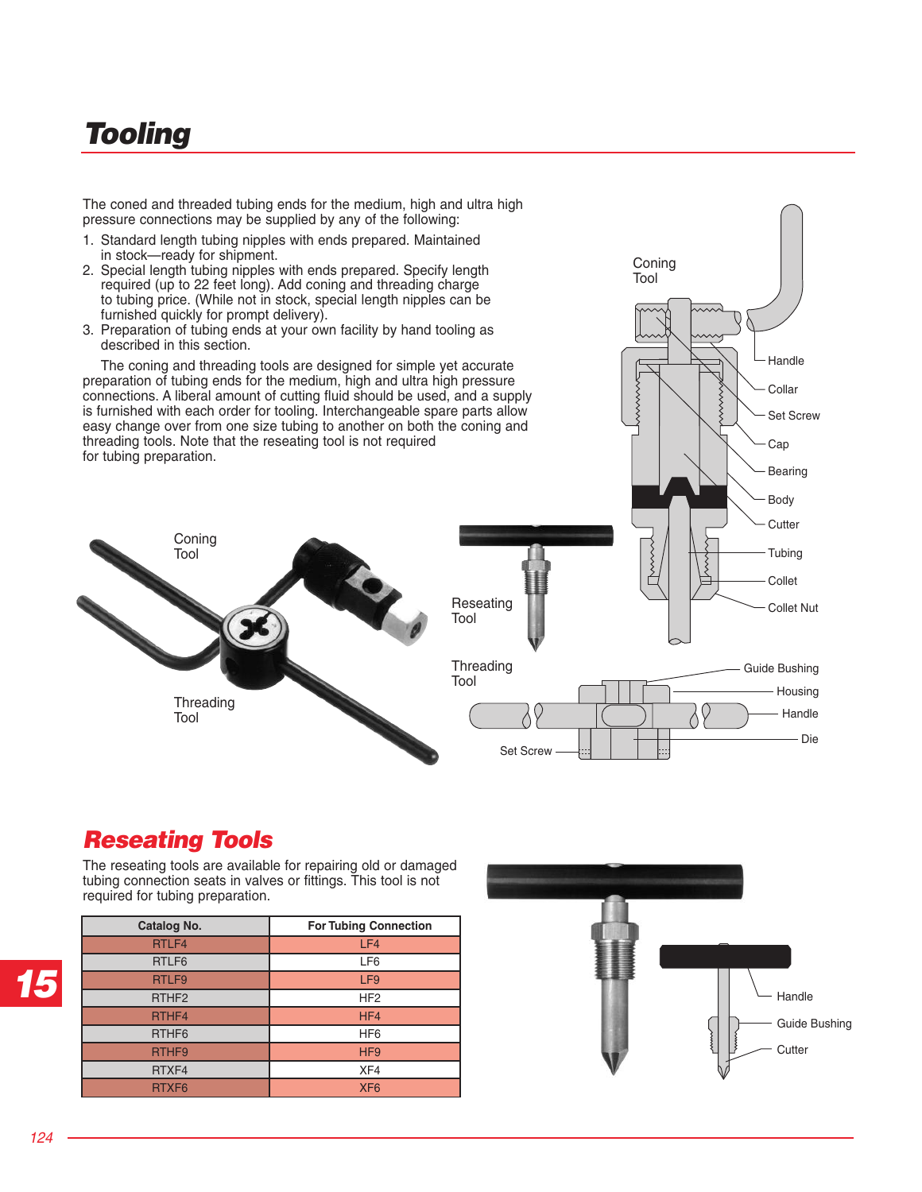# Tooling

The coned and threaded tubing ends for the medium, high and ultra high pressure connections may be supplied by any of the following:

1. Standard length tubing nipples with ends prepared. Maintained in stock—ready for shipment.
2. Special length tubing nipples with ends prepared. Specify length required (up to 22 feet long). Add coning and threading charge to tubing price. (While not in stock, special length nipples can be furnished quickly for prompt delivery).
3. Preparation of tubing ends at your own facility by hand tooling as described in this section.

The coning and threading tools are designed for simple yet accurate preparation of tubing ends for the medium, high and ultra high pressure connections. A liberal amount of cutting fluid should be used, and a supply is furnished with each order for tooling. Interchangeable spare parts allow easy change over from one size tubing to another on both the coning and threading tools. Note that the reseating tool is not required for tubing preparation.

Coning Tool: Handle, Collar, Set Screw, Cap, Bearing, Body, Cutter, Tubing, Collet, Collet Nut

Reseating Tool

Threading Tool: Guide Bushing, Housing, Handle, Die, Set Screw

## Reseating Tools

The reseating tools are available for repairing old or damaged tubing connection seats in valves or fittings. This tool is not required for tubing preparation.

| Catalog No. | For Tubing Connection |
|---|---|
| RTLF4 | LF4 |
| RTLF6 | LF6 |
| RTLF9 | LF9 |
| RTHF2 | HF2 |
| RTHF4 | HF4 |
| RTHF6 | HF6 |
| RTHF9 | HF9 |
| RTXF4 | XF4 |
| RTXF6 | XF6 |

Handle, Guide Bushing, Cutter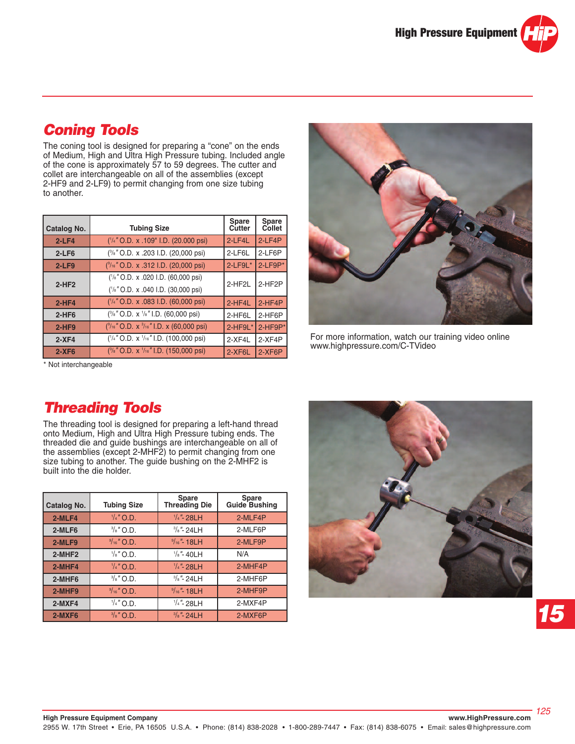## Coning Tools

The coning tool is designed for preparing a "cone" on the ends of Medium, High and Ultra High Pressure tubing. Included angle of the cone is approximately 57 to 59 degrees. The cutter and collet are interchangeable on all of the assemblies (except 2-HF9 and 2-LF9) to permit changing from one size tubing to another.

| Catalog No. | Tubing Size | Spare Cutter | Spare Collet |
|---|---|---|---|
| 2-LF4 | (1/4" O.D. x .109" I.D. (20.000 psi) | 2-LF4L | 2-LF4P |
| 2-LF6 | (3/8" O.D. x .203 I.D. (20,000 psi) | 2-LF6L | 2-LF6P |
| 2-LF9 | (9/16" O.D. x .312 I.D. (20,000 psi) | 2-LF9L* | 2-LF9P* |
| 2-HF2 | (1/8" O.D. x .020 I.D. (60,000 psi)<br>(1/8" O.D. x .040 I.D. (30,000 psi) | 2-HF2L | 2-HF2P |
| 2-HF4 | (1/4" O.D. x .083 I.D. (60,000 psi) | 2-HF4L | 2-HF4P |
| 2-HF6 | (3/8" O.D. x 1/8" I.D. (60,000 psi) | 2-HF6L | 2-HF6P |
| 2-HF9 | (9/16" O.D. x 3/16" I.D. x (60,000 psi) | 2-HF9L* | 2-HF9P* |
| 2-XF4 | (1/4" O.D. x 1/16" I.D. (100,000 psi) | 2-XF4L | 2-XF4P |
| 2-XF6 | (3/8" O.D. x 1/16" I.D. (150,000 psi) | 2-XF6L | 2-XF6P |

* Not interchangeable

For more information, watch our training video online www.highpressure.com/C-TVideo

## Threading Tools

The threading tool is designed for preparing a left-hand thread onto Medium, High and Ultra High Pressure tubing ends. The threaded die and guide bushings are interchangeable on all of the assemblies (except 2-MHF2) to permit changing from one size tubing to another. The guide bushing on the 2-MHF2 is built into the die holder.

| Catalog No. | Tubing Size | Spare Threading Die | Spare Guide Bushing |
|---|---|---|---|
| 2-MLF4 | 1/4" O.D. | 1/4"- 28LH | 2-MLF4P |
| 2-MLF6 | 3/8" O.D. | 3/8"- 24LH | 2-MLF6P |
| 2-MLF9 | 9/16" O.D. | 9/16"- 18LH | 2-MLF9P |
| 2-MHF2 | 1/8" O.D. | 1/8"- 40LH | N/A |
| 2-MHF4 | 1/4" O.D. | 1/4"- 28LH | 2-MHF4P |
| 2-MHF6 | 3/8" O.D. | 3/8"- 24LH | 2-MHF6P |
| 2-MHF9 | 9/16" O.D. | 9/16"- 18LH | 2-MHF9P |
| 2-MXF4 | 1/4" O.D. | 1/4"- 28LH | 2-MXF4P |
| 2-MXF6 | 3/8" O.D. | 3/8"- 24LH | 2-MXF6P |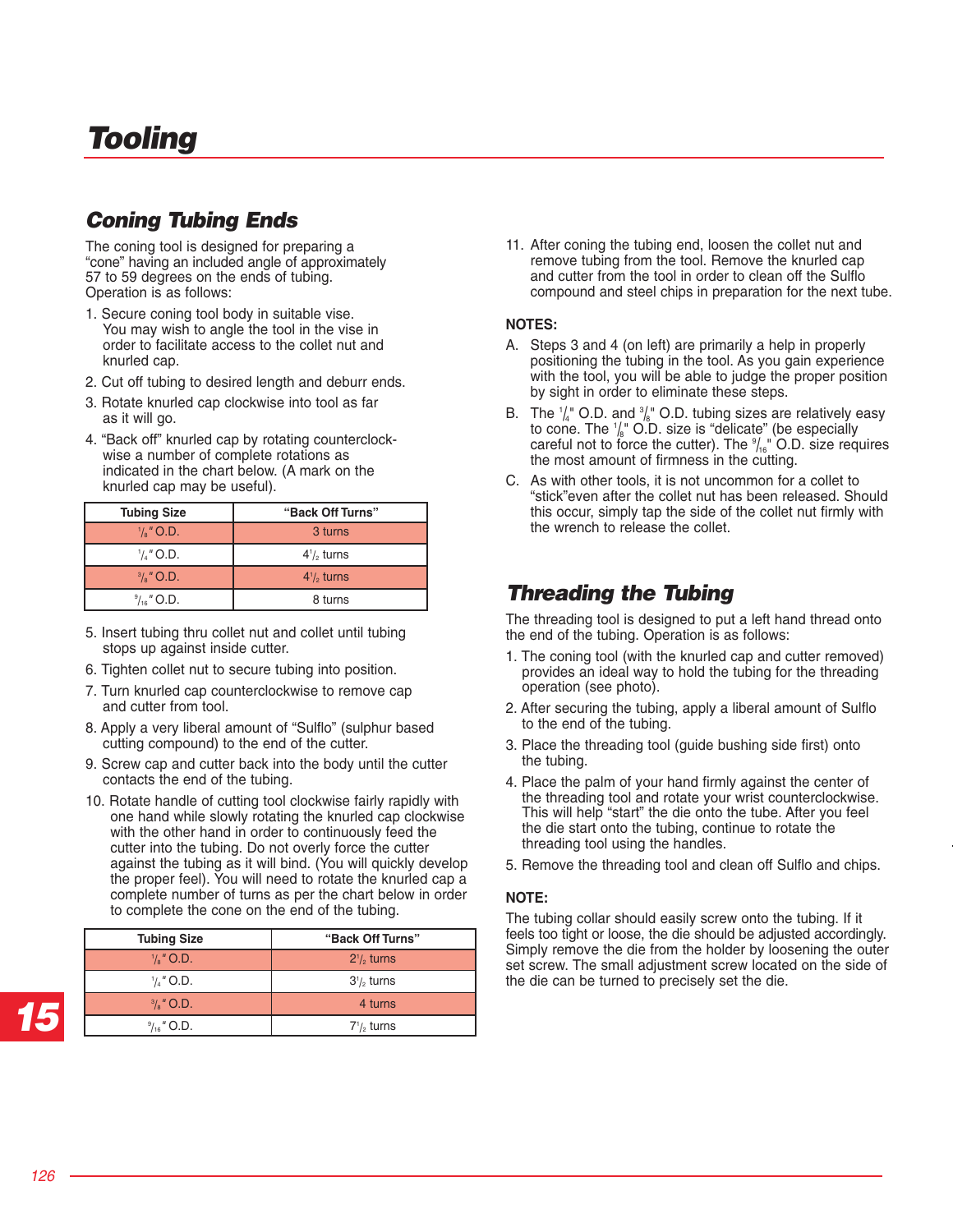# Tooling

## Coning Tubing Ends

The coning tool is designed for preparing a "cone" having an included angle of approximately 57 to 59 degrees on the ends of tubing. Operation is as follows:

1. Secure coning tool body in suitable vise. You may wish to angle the tool in the vise in order to facilitate access to the collet nut and knurled cap.
2. Cut off tubing to desired length and deburr ends.
3. Rotate knurled cap clockwise into tool as far as it will go.
4. "Back off" knurled cap by rotating counterclockwise a number of complete rotations as indicated in the chart below. (A mark on the knurled cap may be useful).

| Tubing Size | "Back Off Turns" |
|---|---|
| 1/8" O.D. | 3 turns |
| 1/4" O.D. | 4 1/2 turns |
| 3/8" O.D. | 4 1/2 turns |
| 9/16" O.D. | 8 turns |

5. Insert tubing thru collet nut and collet until tubing stops up against inside cutter.
6. Tighten collet nut to secure tubing into position.
7. Turn knurled cap counterclockwise to remove cap and cutter from tool.
8. Apply a very liberal amount of "Sulflo" (sulphur based cutting compound) to the end of the cutter.
9. Screw cap and cutter back into the body until the cutter contacts the end of the tubing.
10. Rotate handle of cutting tool clockwise fairly rapidly with one hand while slowly rotating the knurled cap clockwise with the other hand in order to continuously feed the cutter into the tubing. Do not overly force the cutter against the tubing as it will bind. (You will quickly develop the proper feel). You will need to rotate the knurled cap a complete number of turns as per the chart below in order to complete the cone on the end of the tubing.

| Tubing Size | "Back Off Turns" |
|---|---|
| 1/8" O.D. | 2 1/2 turns |
| 1/4" O.D. | 3 1/2 turns |
| 3/8" O.D. | 4 turns |
| 9/16" O.D. | 7 1/2 turns |

11. After coning the tubing end, loosen the collet nut and remove tubing from the tool. Remove the knurled cap and cutter from the tool in order to clean off the Sulflo compound and steel chips in preparation for the next tube.

**NOTES:**

A. Steps 3 and 4 (on left) are primarily a help in properly positioning the tubing in the tool. As you gain experience with the tool, you will be able to judge the proper position by sight in order to eliminate these steps.

B. The 1/4" O.D. and 3/8" O.D. tubing sizes are relatively easy to cone. The 1/8" O.D. size is "delicate" (be especially careful not to force the cutter). The 9/16" O.D. size requires the most amount of firmness in the cutting.

C. As with other tools, it is not uncommon for a collet to "stick" even after the collet nut has been released. Should this occur, simply tap the side of the collet nut firmly with the wrench to release the collet.

## Threading the Tubing

The threading tool is designed to put a left hand thread onto the end of the tubing. Operation is as follows:

1. The coning tool (with the knurled cap and cutter removed) provides an ideal way to hold the tubing for the threading operation (see photo).
2. After securing the tubing, apply a liberal amount of Sulflo to the end of the tubing.
3. Place the threading tool (guide bushing side first) onto the tubing.
4. Place the palm of your hand firmly against the center of the threading tool and rotate your wrist counterclockwise. This will help "start" the die onto the tube. After you feel the die start onto the tubing, continue to rotate the threading tool using the handles.
5. Remove the threading tool and clean off Sulflo and chips.

**NOTE:**

The tubing collar should easily screw onto the tubing. If it feels too tight or loose, the die should be adjusted accordingly. Simply remove the die from the holder by loosening the outer set screw. The small adjustment screw located on the side of the die can be turned to precisely set the die.